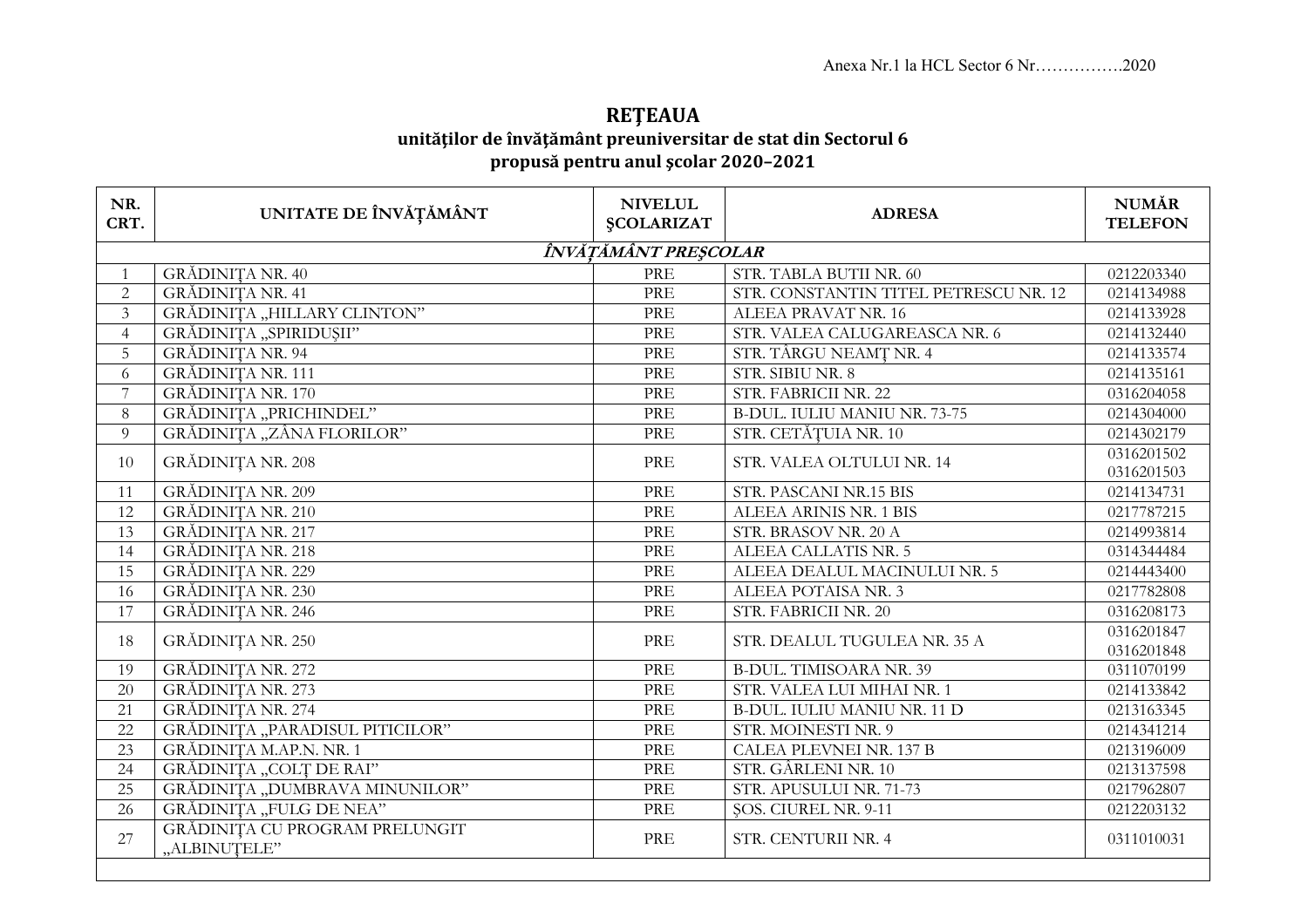Anexa Nr.1 la HCL Sector 6 Nr…………….2020

# REŢEAUA
## unităţilor de învăţământ preuniversitar de stat din Sectorul 6
## propusă pentru anul şcolar 2020–2021

| NR. CRT. | UNITATE DE ÎNVĂŢĂMÂNT | NIVELUL ŞCOLARIZAT | ADRESA | NUMĂR TELEFON |
|---|---|---|---|---|
| | ***ÎNVĂŢĂMÂNT PREŞCOLAR*** | | | |
| 1 | GRĂDINIŢA NR. 40 | PRE | STR. TABLA BUTII NR. 60 | 0212203340 |
| 2 | GRĂDINIŢA NR. 41 | PRE | STR. CONSTANTIN TITEL PETRESCU NR. 12 | 0214134988 |
| 3 | GRĂDINIŢA „HILLARY CLINTON" | PRE | ALEEA PRAVAT NR. 16 | 0214133928 |
| 4 | GRĂDINIŢA „SPIRIDUȘII" | PRE | STR. VALEA CALUGAREASCA NR. 6 | 0214132440 |
| 5 | GRĂDINIŢA NR. 94 | PRE | STR. TÂRGU NEAMŢ NR. 4 | 0214133574 |
| 6 | GRĂDINIŢA NR. 111 | PRE | STR. SIBIU NR. 8 | 0214135161 |
| 7 | GRĂDINIŢA NR. 170 | PRE | STR. FABRICII NR. 22 | 0316204058 |
| 8 | GRĂDINIŢA „PRICHINDEL" | PRE | B-DUL. IULIU MANIU NR. 73-75 | 0214304000 |
| 9 | GRĂDINIŢA „ZÂNA FLORILOR" | PRE | STR. CETĂŢUIA NR. 10 | 0214302179 |
| 10 | GRĂDINIŢA NR. 208 | PRE | STR. VALEA OLTULUI NR. 14 | 0316201502 0316201503 |
| 11 | GRĂDINIŢA NR. 209 | PRE | STR. PASCANI NR.15 BIS | 0214134731 |
| 12 | GRĂDINIŢA NR. 210 | PRE | ALEEA ARINIS NR. 1 BIS | 0217787215 |
| 13 | GRĂDINIŢA NR. 217 | PRE | STR. BRASOV NR. 20 A | 0214993814 |
| 14 | GRĂDINIŢA NR. 218 | PRE | ALEEA CALLATIS NR. 5 | 0314344484 |
| 15 | GRĂDINIŢA NR. 229 | PRE | ALEEA DEALUL MACINULUI NR. 5 | 0214443400 |
| 16 | GRĂDINIŢA NR. 230 | PRE | ALEEA POTAISA NR. 3 | 0217782808 |
| 17 | GRĂDINIŢA NR. 246 | PRE | STR. FABRICII NR. 20 | 0316208173 |
| 18 | GRĂDINIŢA NR. 250 | PRE | STR. DEALUL TUGULEA NR. 35 A | 0316201847 0316201848 |
| 19 | GRĂDINIŢA NR. 272 | PRE | B-DUL. TIMISOARA NR. 39 | 0311070199 |
| 20 | GRĂDINIŢA NR. 273 | PRE | STR. VALEA LUI MIHAI NR. 1 | 0214133842 |
| 21 | GRĂDINIŢA NR. 274 | PRE | B-DUL. IULIU MANIU NR. 11 D | 0213163345 |
| 22 | GRĂDINIŢA „PARADISUL PITICILOR" | PRE | STR. MOINESTI NR. 9 | 0214341214 |
| 23 | GRĂDINIŢA M.AP.N. NR. 1 | PRE | CALEA PLEVNEI NR. 137 B | 0213196009 |
| 24 | GRĂDINIŢA „COLŢ DE RAI" | PRE | STR. GÂRLENI NR. 10 | 0213137598 |
| 25 | GRĂDINIŢA „DUMBRAVA MINUNILOR" | PRE | STR. APUSULUI NR. 71-73 | 0217962807 |
| 26 | GRĂDINIŢA „FULG DE NEA" | PRE | ŞOS. CIUREL NR. 9-11 | 0212203132 |
| 27 | GRĂDINIŢA CU PROGRAM PRELUNGIT „ALBINUŢELE" | PRE | STR. CENTURII NR. 4 | 0311010031 |
| | | | | |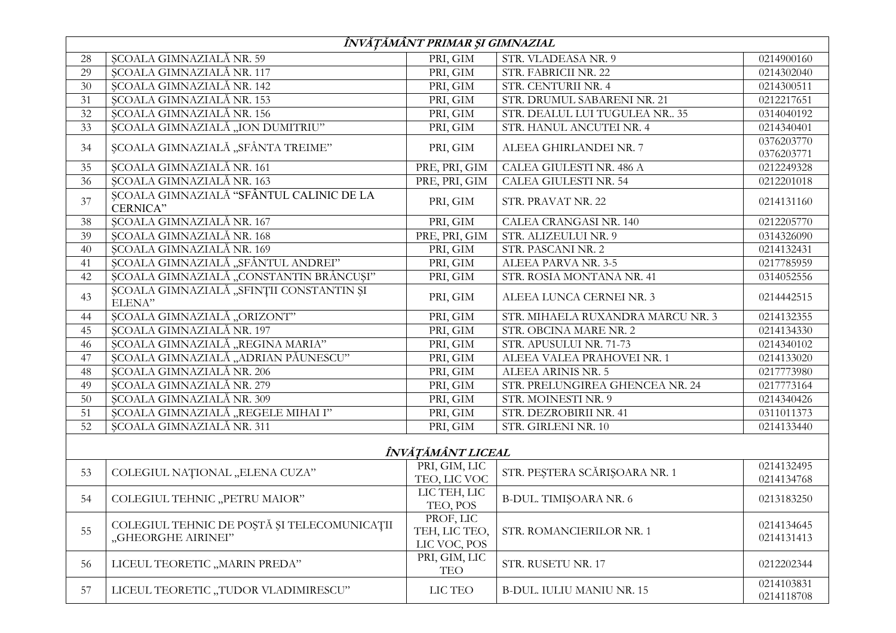| ÎNVĂȚĂMÂNT PRIMAR ȘI GIMNAZIAL | | | | |
|---|---|---|---|---|
| 28 | ȘCOALA GIMNAZIALĂ NR. 59 | PRI, GIM | STR. VLADEASA NR. 9 | 0214900160 |
| 29 | ȘCOALA GIMNAZIALĂ NR. 117 | PRI, GIM | STR. FABRICII NR. 22 | 0214302040 |
| 30 | ȘCOALA GIMNAZIALĂ NR. 142 | PRI, GIM | STR. CENTURII NR. 4 | 0214300511 |
| 31 | ȘCOALA GIMNAZIALĂ NR. 153 | PRI, GIM | STR. DRUMUL SABARENI NR. 21 | 0212217651 |
| 32 | ȘCOALA GIMNAZIALĂ NR. 156 | PRI, GIM | STR. DEALUL LUI TUGULEA NR.. 35 | 0314040192 |
| 33 | ȘCOALA GIMNAZIALĂ „ION DUMITRIU" | PRI, GIM | STR. HANUL ANCUTEI NR. 4 | 0214340401 |
| 34 | ȘCOALA GIMNAZIALĂ „SFÂNTA TREIME" | PRI, GIM | ALEEA GHIRLANDEI NR. 7 | 0376203770<br>0376203771 |
| 35 | ȘCOALA GIMNAZIALĂ NR. 161 | PRE, PRI, GIM | CALEA GIULESTI NR. 486 A | 0212249328 |
| 36 | ȘCOALA GIMNAZIALĂ NR. 163 | PRE, PRI, GIM | CALEA GIULESTI NR. 54 | 0212201018 |
| 37 | ȘCOALA GIMNAZIALĂ "SFÂNTUL CALINIC DE LA CERNICA" | PRI, GIM | STR. PRAVAT NR. 22 | 0214131160 |
| 38 | ȘCOALA GIMNAZIALĂ NR. 167 | PRI, GIM | CALEA CRANGASI NR. 140 | 0212205770 |
| 39 | ȘCOALA GIMNAZIALĂ NR. 168 | PRE, PRI, GIM | STR. ALIZEULUI NR. 9 | 0314326090 |
| 40 | ȘCOALA GIMNAZIALĂ NR. 169 | PRI, GIM | STR. PASCANI NR. 2 | 0214132431 |
| 41 | ȘCOALA GIMNAZIALĂ „SFÂNTUL ANDREI" | PRI, GIM | ALEEA PARVA NR. 3-5 | 0217785959 |
| 42 | ȘCOALA GIMNAZIALĂ „CONSTANTIN BRÂNCUȘI" | PRI, GIM | STR. ROSIA MONTANA NR. 41 | 0314052556 |
| 43 | ȘCOALA GIMNAZIALĂ „SFINȚII CONSTANTIN ȘI ELENA" | PRI, GIM | ALEEA LUNCA CERNEI NR. 3 | 0214442515 |
| 44 | ȘCOALA GIMNAZIALĂ „ORIZONT" | PRI, GIM | STR. MIHAELA RUXANDRA MARCU NR. 3 | 0214132355 |
| 45 | ȘCOALA GIMNAZIALĂ NR. 197 | PRI, GIM | STR. OBCINA MARE NR. 2 | 0214134330 |
| 46 | ȘCOALA GIMNAZIALĂ „REGINA MARIA" | PRI, GIM | STR. APUSULUI NR. 71-73 | 0214340102 |
| 47 | ȘCOALA GIMNAZIALĂ „ADRIAN PĂUNESCU" | PRI, GIM | ALEEA VALEA PRAHOVEI NR. 1 | 0214133020 |
| 48 | ȘCOALA GIMNAZIALĂ NR. 206 | PRI, GIM | ALEEA ARINIS NR. 5 | 0217773980 |
| 49 | ȘCOALA GIMNAZIALĂ NR. 279 | PRI, GIM | STR. PRELUNGIREA GHENCEA NR. 24 | 0217773164 |
| 50 | ȘCOALA GIMNAZIALĂ NR. 309 | PRI, GIM | STR. MOINESTI NR. 9 | 0214340426 |
| 51 | ȘCOALA GIMNAZIALĂ „REGELE MIHAI I" | PRI, GIM | STR. DEZROBIRII NR. 41 | 0311011373 |
| 52 | ȘCOALA GIMNAZIALĂ NR. 311 | PRI, GIM | STR. GIRLENI NR. 10 | 0214133440 |
| ÎNVĂȚĂMÂNT LICEAL | | | | |
| 53 | COLEGIUL NAȚIONAL „ELENA CUZA" | PRI, GIM, LIC TEO, LIC VOC | STR. PEȘTERA SCĂRIȘOARA NR. 1 | 0214132495<br>0214134768 |
| 54 | COLEGIUL TEHNIC „PETRU MAIOR" | LIC TEH, LIC TEO, POS | B-DUL. TIMIȘOARA NR. 6 | 0213183250 |
| 55 | COLEGIUL TEHNIC DE POȘTĂ ȘI TELECOMUNICAȚII „GHEORGHE AIRINEI" | PROF, LIC TEH, LIC TEO, LIC VOC, POS | STR. ROMANCIERILOR NR. 1 | 0214134645<br>0214131413 |
| 56 | LICEUL TEORETIC „MARIN PREDA" | PRI, GIM, LIC TEO | STR. RUSETU NR. 17 | 0212202344 |
| 57 | LICEUL TEORETIC „TUDOR VLADIMIRESCU" | LIC TEO | B-DUL. IULIU MANIU NR. 15 | 0214103831<br>0214118708 |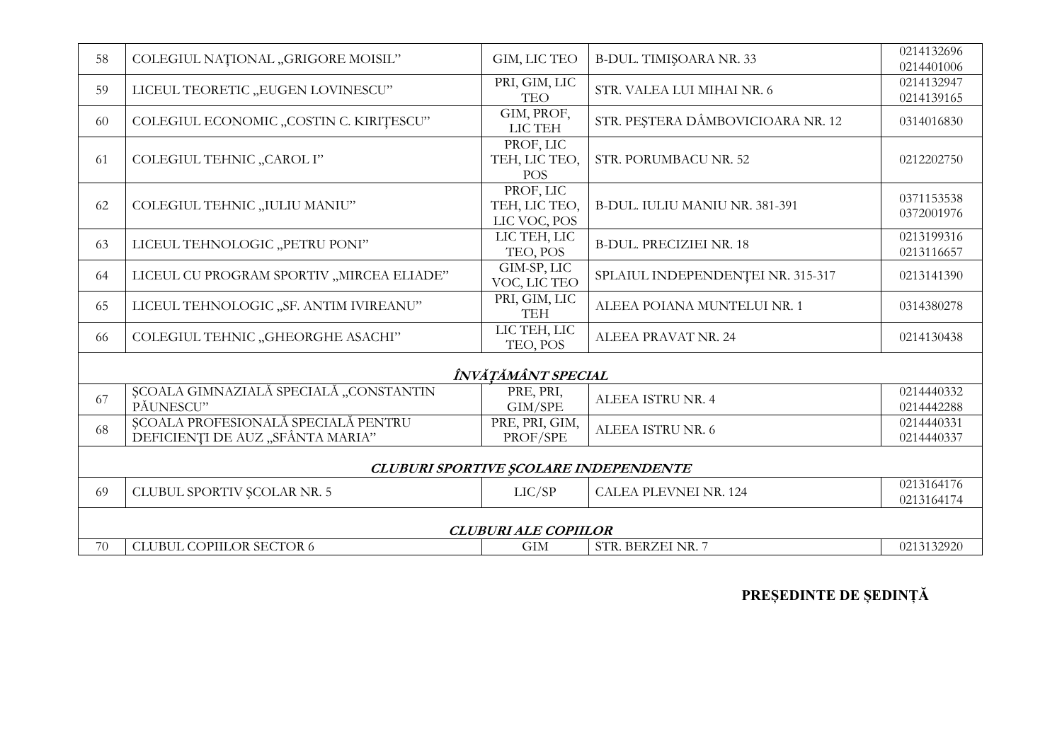| | | | | |
|---|---|---|---|---|
| 58 | COLEGIUL NAȚIONAL „GRIGORE MOISIL” | GIM, LIC TEO | B-DUL. TIMIȘOARA NR. 33 | 0214132696 0214401006 |
| 59 | LICEUL TEORETIC „EUGEN LOVINESCU” | PRI, GIM, LIC TEO | STR. VALEA LUI MIHAI NR. 6 | 0214132947 0214139165 |
| 60 | COLEGIUL ECONOMIC „COSTIN C. KIRIȚESCU” | GIM, PROF, LIC TEH | STR. PEȘTERA DÂMBOVICIOARA NR. 12 | 0314016830 |
| 61 | COLEGIUL TEHNIC „CAROL I” | PROF, LIC TEH, LIC TEO, POS | STR. PORUMBACU NR. 52 | 0212202750 |
| 62 | COLEGIUL TEHNIC „IULIU MANIU” | PROF, LIC TEH, LIC TEO, LIC VOC, POS | B-DUL. IULIU MANIU NR. 381-391 | 0371153538 0372001976 |
| 63 | LICEUL TEHNOLOGIC „PETRU PONI” | LIC TEH, LIC TEO, POS | B-DUL. PRECIZIEI NR. 18 | 0213199316 0213116657 |
| 64 | LICEUL CU PROGRAM SPORTIV „MIRCEA ELIADE” | GIM-SP, LIC VOC, LIC TEO | SPLAIUL INDEPENDENȚEI NR. 315-317 | 0213141390 |
| 65 | LICEUL TEHNOLOGIC „SF. ANTIM IVIREANU” | PRI, GIM, LIC TEH | ALEEA POIANA MUNTELUI NR. 1 | 0314380278 |
| 66 | COLEGIUL TEHNIC „GHEORGHE ASACHI” | LIC TEH, LIC TEO, POS | ALEEA PRAVAT NR. 24 | 0214130438 |
| | | ***ÎNVĂȚĂMÂNT SPECIAL*** | | |
| 67 | ȘCOALA GIMNAZIALĂ SPECIALĂ „CONSTANTIN PĂUNESCU” | PRE, PRI, GIM/SPE | ALEEA ISTRU NR. 4 | 0214440332 0214442288 |
| 68 | ȘCOALA PROFESIONALĂ SPECIALĂ PENTRU DEFICIENȚI DE AUZ „SFÂNTA MARIA” | PRE, PRI, GIM, PROF/SPE | ALEEA ISTRU NR. 6 | 0214440331 0214440337 |
| | | ***CLUBURI SPORTIVE ȘCOLARE INDEPENDENTE*** | | |
| 69 | CLUBUL SPORTIV ȘCOLAR NR. 5 | LIC/SP | CALEA PLEVNEI NR. 124 | 0213164176 0213164174 |
| | | ***CLUBURI ALE COPIILOR*** | | |
| 70 | CLUBUL COPIILOR SECTOR 6 | GIM | STR. BERZEI NR. 7 | 0213132920 |

**PREȘEDINTE DE ȘEDINȚĂ**